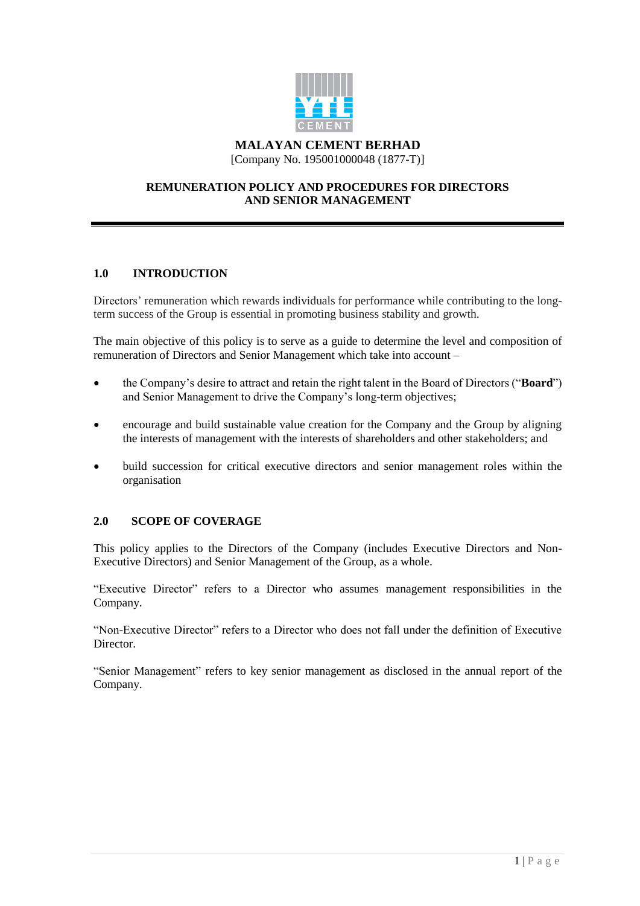**MALAYAN CEMENT BERHAD**
[Company No. 195001000048 (1877-T)]

# REMUNERATION POLICY AND PROCEDURES FOR DIRECTORS AND SENIOR MANAGEMENT

## 1.0 INTRODUCTION

Directors' remuneration which rewards individuals for performance while contributing to the long-term success of the Group is essential in promoting business stability and growth.

The main objective of this policy is to serve as a guide to determine the level and composition of remuneration of Directors and Senior Management which take into account –

- the Company's desire to attract and retain the right talent in the Board of Directors ("**Board**") and Senior Management to drive the Company's long-term objectives;
- encourage and build sustainable value creation for the Company and the Group by aligning the interests of management with the interests of shareholders and other stakeholders; and
- build succession for critical executive directors and senior management roles within the organisation

## 2.0 SCOPE OF COVERAGE

This policy applies to the Directors of the Company (includes Executive Directors and Non-Executive Directors) and Senior Management of the Group, as a whole.

"Executive Director" refers to a Director who assumes management responsibilities in the Company.

"Non-Executive Director" refers to a Director who does not fall under the definition of Executive Director.

"Senior Management" refers to key senior management as disclosed in the annual report of the Company.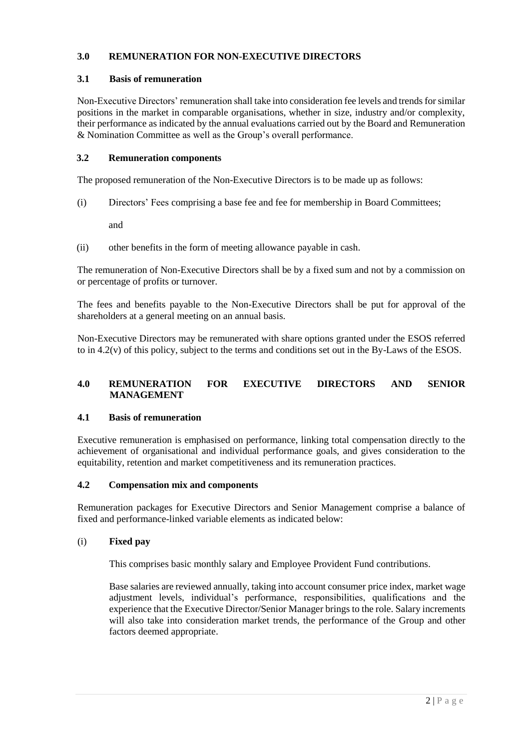## 3.0 REMUNERATION FOR NON-EXECUTIVE DIRECTORS

### 3.1 Basis of remuneration

Non-Executive Directors' remuneration shall take into consideration fee levels and trends for similar positions in the market in comparable organisations, whether in size, industry and/or complexity, their performance as indicated by the annual evaluations carried out by the Board and Remuneration & Nomination Committee as well as the Group's overall performance.

### 3.2 Remuneration components

The proposed remuneration of the Non-Executive Directors is to be made up as follows:

(i) Directors' Fees comprising a base fee and fee for membership in Board Committees;

and

(ii) other benefits in the form of meeting allowance payable in cash.

The remuneration of Non-Executive Directors shall be by a fixed sum and not by a commission on or percentage of profits or turnover.

The fees and benefits payable to the Non-Executive Directors shall be put for approval of the shareholders at a general meeting on an annual basis.

Non-Executive Directors may be remunerated with share options granted under the ESOS referred to in 4.2(v) of this policy, subject to the terms and conditions set out in the By-Laws of the ESOS.

## 4.0 REMUNERATION FOR EXECUTIVE DIRECTORS AND SENIOR MANAGEMENT

### 4.1 Basis of remuneration

Executive remuneration is emphasised on performance, linking total compensation directly to the achievement of organisational and individual performance goals, and gives consideration to the equitability, retention and market competitiveness and its remuneration practices.

### 4.2 Compensation mix and components

Remuneration packages for Executive Directors and Senior Management comprise a balance of fixed and performance-linked variable elements as indicated below:

(i) **Fixed pay**

This comprises basic monthly salary and Employee Provident Fund contributions.

Base salaries are reviewed annually, taking into account consumer price index, market wage adjustment levels, individual's performance, responsibilities, qualifications and the experience that the Executive Director/Senior Manager brings to the role. Salary increments will also take into consideration market trends, the performance of the Group and other factors deemed appropriate.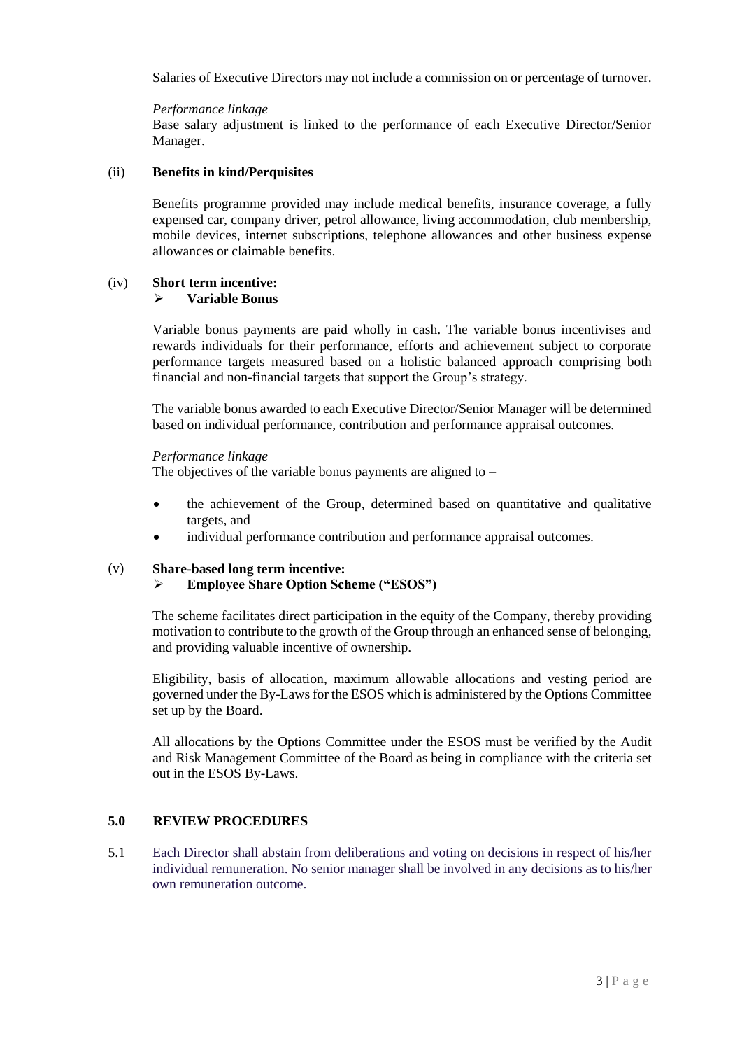Salaries of Executive Directors may not include a commission on or percentage of turnover.

*Performance linkage*

Base salary adjustment is linked to the performance of each Executive Director/Senior Manager.

(ii) **Benefits in kind/Perquisites**

Benefits programme provided may include medical benefits, insurance coverage, a fully expensed car, company driver, petrol allowance, living accommodation, club membership, mobile devices, internet subscriptions, telephone allowances and other business expense allowances or claimable benefits.

(iv) **Short term incentive:**

- **Variable Bonus**

Variable bonus payments are paid wholly in cash. The variable bonus incentivises and rewards individuals for their performance, efforts and achievement subject to corporate performance targets measured based on a holistic balanced approach comprising both financial and non-financial targets that support the Group's strategy.

The variable bonus awarded to each Executive Director/Senior Manager will be determined based on individual performance, contribution and performance appraisal outcomes.

*Performance linkage*

The objectives of the variable bonus payments are aligned to –

- the achievement of the Group, determined based on quantitative and qualitative targets, and
- individual performance contribution and performance appraisal outcomes.

(v) **Share-based long term incentive:**

- **Employee Share Option Scheme ("ESOS")**

The scheme facilitates direct participation in the equity of the Company, thereby providing motivation to contribute to the growth of the Group through an enhanced sense of belonging, and providing valuable incentive of ownership.

Eligibility, basis of allocation, maximum allowable allocations and vesting period are governed under the By-Laws for the ESOS which is administered by the Options Committee set up by the Board.

All allocations by the Options Committee under the ESOS must be verified by the Audit and Risk Management Committee of the Board as being in compliance with the criteria set out in the ESOS By-Laws.

## 5.0 REVIEW PROCEDURES

5.1 Each Director shall abstain from deliberations and voting on decisions in respect of his/her individual remuneration. No senior manager shall be involved in any decisions as to his/her own remuneration outcome.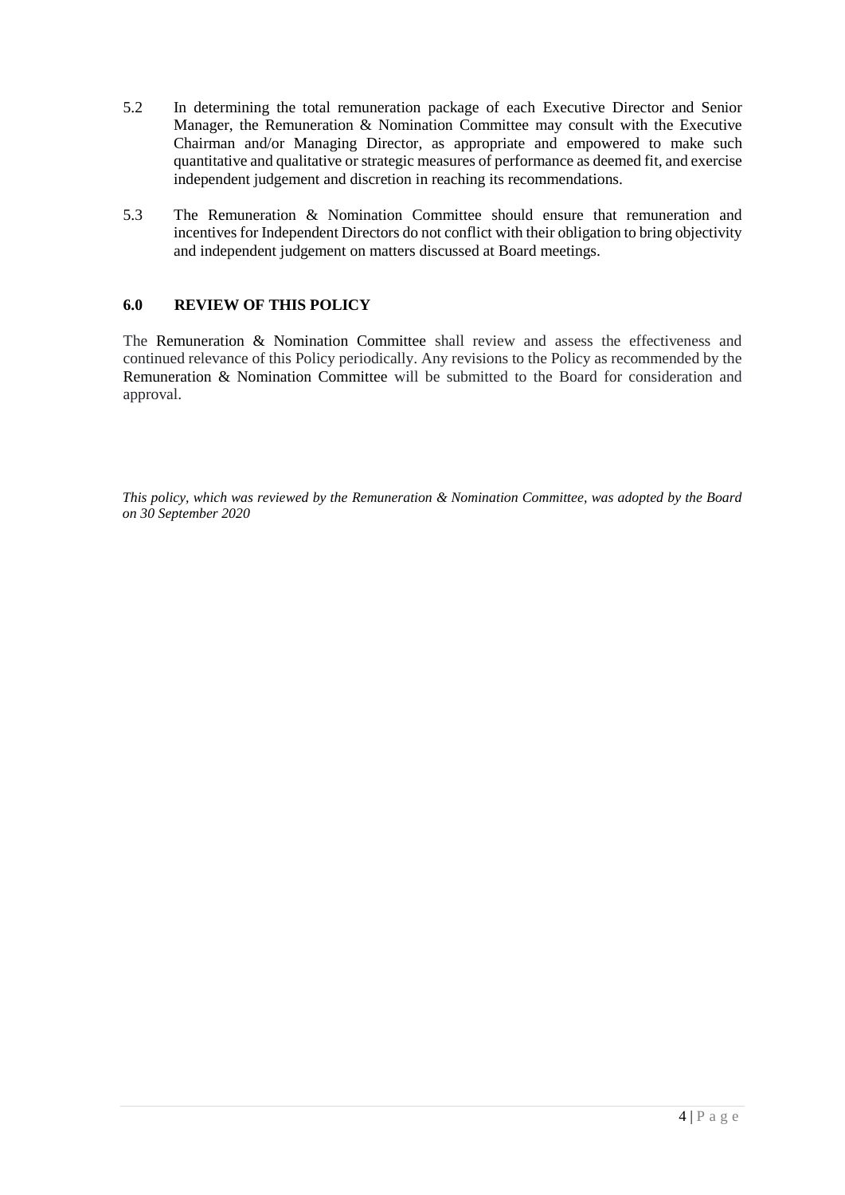5.2 In determining the total remuneration package of each Executive Director and Senior Manager, the Remuneration & Nomination Committee may consult with the Executive Chairman and/or Managing Director, as appropriate and empowered to make such quantitative and qualitative or strategic measures of performance as deemed fit, and exercise independent judgement and discretion in reaching its recommendations.

5.3 The Remuneration & Nomination Committee should ensure that remuneration and incentives for Independent Directors do not conflict with their obligation to bring objectivity and independent judgement on matters discussed at Board meetings.

## 6.0 REVIEW OF THIS POLICY

The Remuneration & Nomination Committee shall review and assess the effectiveness and continued relevance of this Policy periodically. Any revisions to the Policy as recommended by the Remuneration & Nomination Committee will be submitted to the Board for consideration and approval.

*This policy, which was reviewed by the Remuneration & Nomination Committee, was adopted by the Board on 30 September 2020*